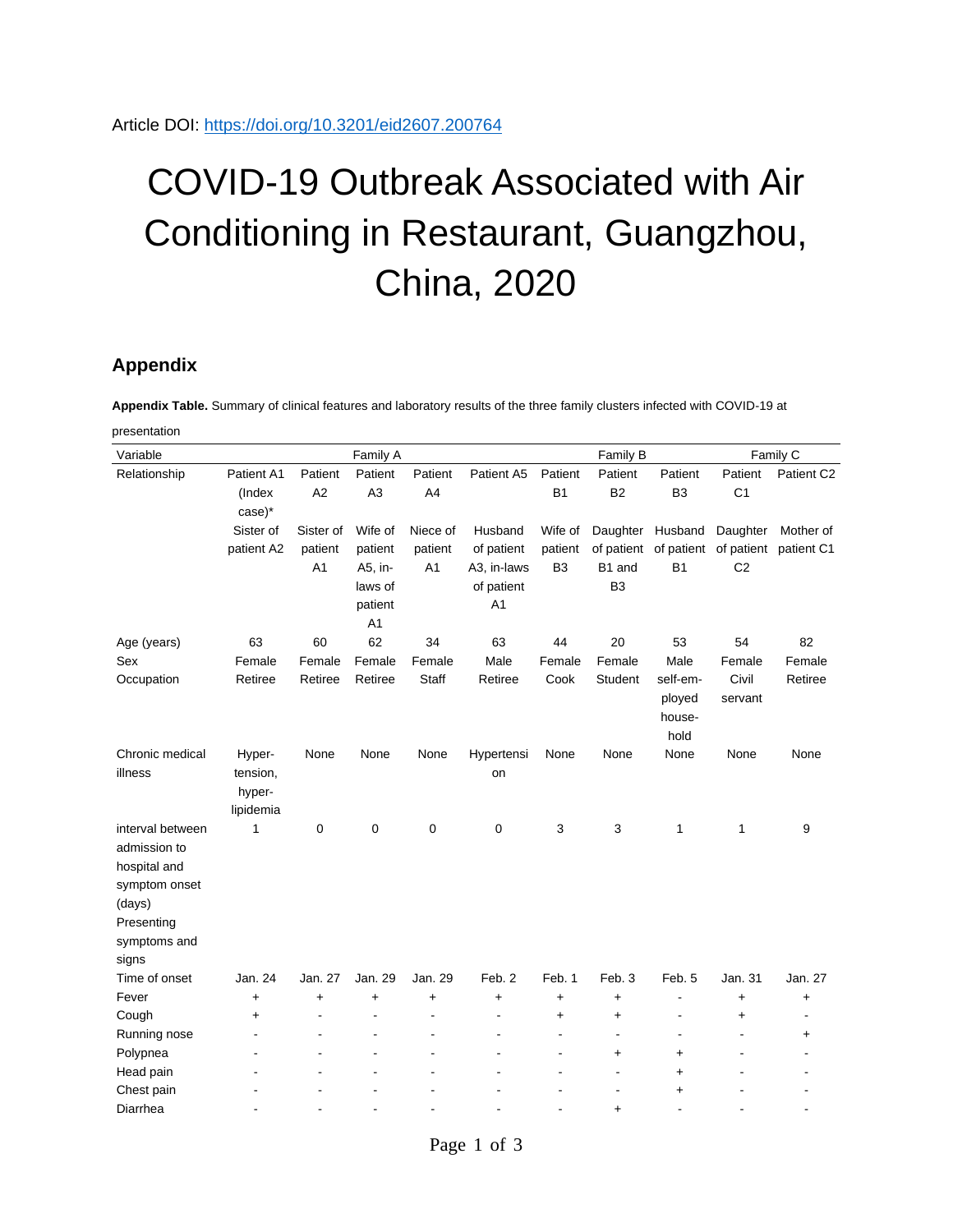Article DOI: https://doi.org/10.3201/eid2607.200764

# COVID-19 Outbreak Associated with Air Conditioning in Restaurant, Guangzhou, China, 2020

## Appendix

**Appendix Table.** Summary of clinical features and laboratory results of the three family clusters infected with COVID-19 at presentation

| Variable | Family A | | | | | Family B | | | Family C | |
|---|---|---|---|---|---|---|---|---|---|---|
| Relationship | Patient A1 (Index case)* | Patient A2 | Patient A3 | Patient A4 | Patient A5 | Patient B1 | Patient B2 | Patient B3 | Patient C1 | Patient C2 |
| | Sister of patient A2 | Sister of patient A1 | Wife of patient A5, in-laws of patient A1 | Niece of patient A1 | Husband of patient A3, in-laws of patient A1 | Wife of patient B3 | Daughter of patient B1 and B3 | Husband of patient B1 | Daughter of patient C2 | Mother of patient C1 |
| Age (years) | 63 | 60 | 62 | 34 | 63 | 44 | 20 | 53 | 54 | 82 |
| Sex | Female | Female | Female | Female | Male | Female | Female | Male | Female | Female |
| Occupation | Retiree | Retiree | Retiree | Staff | Retiree | Cook | Student | self-employed household | Civil servant | Retiree |
| Chronic medical illness | Hypertension, hyperlipidemia | None | None | None | Hypertension | None | None | None | None | None |
| interval between admission to hospital and symptom onset (days) | 1 | 0 | 0 | 0 | 0 | 3 | 3 | 1 | 1 | 9 |
| Presenting symptoms and signs | | | | | | | | | | |
| Time of onset | Jan. 24 | Jan. 27 | Jan. 29 | Jan. 29 | Feb. 2 | Feb. 1 | Feb. 3 | Feb. 5 | Jan. 31 | Jan. 27 |
| Fever | + | + | + | + | + | + | + | - | + | + |
| Cough | + | - | - | - | - | + | + | - | + | - |
| Running nose | - | - | - | - | - | - | - | - | - | + |
| Polypnea | - | - | - | - | - | - | + | + | - | - |
| Head pain | - | - | - | - | - | - | - | + | - | - |
| Chest pain | - | - | - | - | - | - | - | + | - | - |
| Diarrhea | - | - | - | - | - | - | + | - | - | - |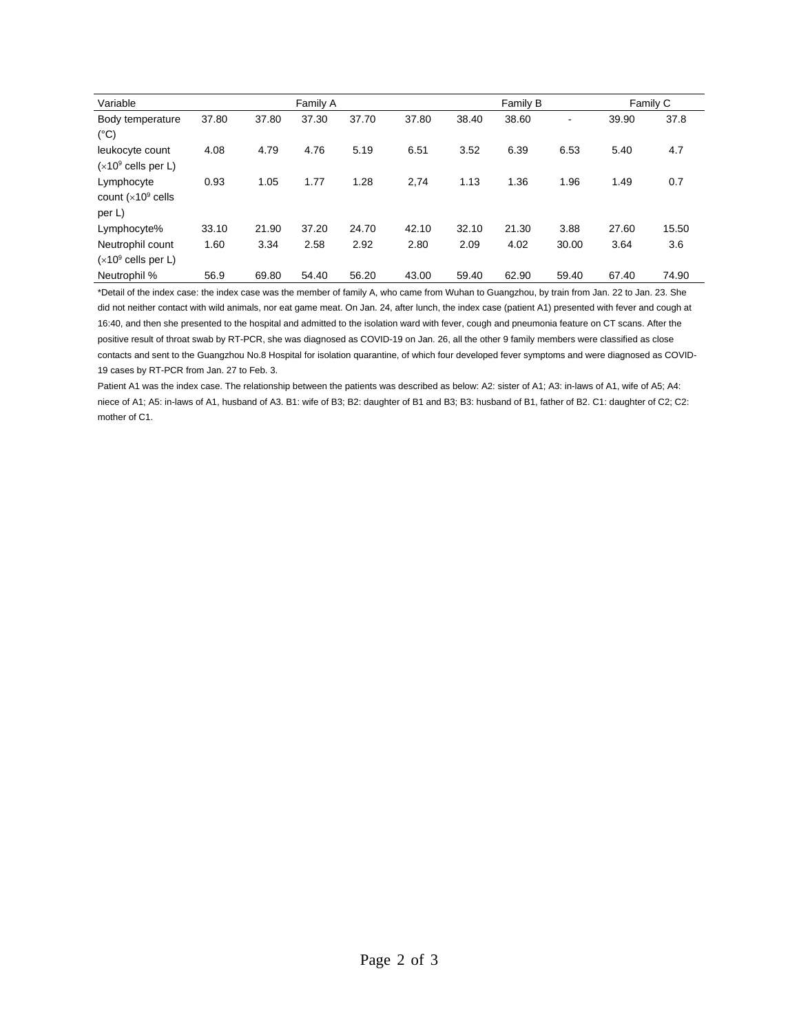| Variable | Family A | | | | | Family B | | | Family C | |
|---|---|---|---|---|---|---|---|---|---|---|
| Body temperature (°C) | 37.80 | 37.80 | 37.30 | 37.70 | 37.80 | 38.40 | 38.60 | - | 39.90 | 37.8 |
| leukocyte count ($\times 10^9$ cells per L) | 4.08 | 4.79 | 4.76 | 5.19 | 6.51 | 3.52 | 6.39 | 6.53 | 5.40 | 4.7 |
| Lymphocyte count ($\times 10^9$ cells per L) | 0.93 | 1.05 | 1.77 | 1.28 | 2,74 | 1.13 | 1.36 | 1.96 | 1.49 | 0.7 |
| Lymphocyte% | 33.10 | 21.90 | 37.20 | 24.70 | 42.10 | 32.10 | 21.30 | 3.88 | 27.60 | 15.50 |
| Neutrophil count ($\times 10^9$ cells per L) | 1.60 | 3.34 | 2.58 | 2.92 | 2.80 | 2.09 | 4.02 | 30.00 | 3.64 | 3.6 |
| Neutrophil % | 56.9 | 69.80 | 54.40 | 56.20 | 43.00 | 59.40 | 62.90 | 59.40 | 67.40 | 74.90 |

*Detail of the index case: the index case was the member of family A, who came from Wuhan to Guangzhou, by train from Jan. 22 to Jan. 23. She did not neither contact with wild animals, nor eat game meat. On Jan. 24, after lunch, the index case (patient A1) presented with fever and cough at 16:40, and then she presented to the hospital and admitted to the isolation ward with fever, cough and pneumonia feature on CT scans. After the positive result of throat swab by RT-PCR, she was diagnosed as COVID-19 on Jan. 26, all the other 9 family members were classified as close contacts and sent to the Guangzhou No.8 Hospital for isolation quarantine, of which four developed fever symptoms and were diagnosed as COVID-19 cases by RT-PCR from Jan. 27 to Feb. 3.

Patient A1 was the index case. The relationship between the patients was described as below: A2: sister of A1; A3: in-laws of A1, wife of A5; A4: niece of A1; A5: in-laws of A1, husband of A3. B1: wife of B3; B2: daughter of B1 and B3; B3: husband of B1, father of B2. C1: daughter of C2; C2: mother of C1.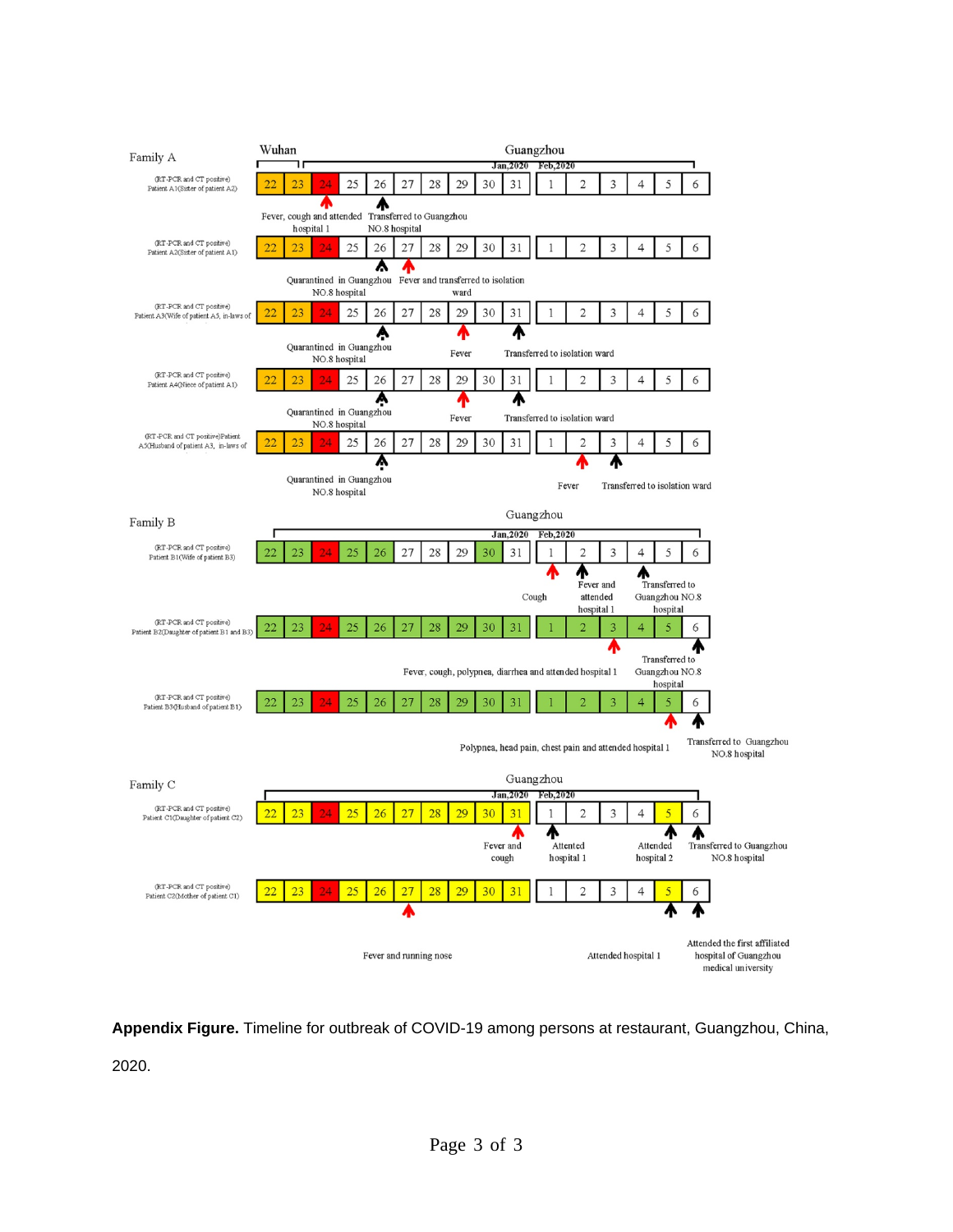Family A

Wuhan

Guangzhou

Jan,2020 Feb,2020

(RT-PCR and CT positive) Patient A1(Sister of patient A2)

22 23 24 25 26 27 28 29 30 31 1 2 3 4 5 6

Fever, cough and attended hospital 1

Transferred to Guangzhou NO.8 hospital

(RT-PCR and CT positive) Patient A2(Sister of patient A1)

22 23 24 25 26 27 28 29 30 31 1 2 3 4 5 6

Quarantined in Guangzhou NO.8 hospital

Fever and transferred to isolation ward

(RT-PCR and CT positive) Patient A3(Wife of patient A5, in-laws of

22 23 24 25 26 27 28 29 30 31 1 2 3 4 5 6

Quarantined in Guangzhou NO.8 hospital

Fever

Transferred to isolation ward

(RT-PCR and CT positive) Patient A4(Niece of patient A1)

22 23 24 25 26 27 28 29 30 31 1 2 3 4 5 6

Quarantined in Guangzhou NO.8 hospital

Fever

Transferred to isolation ward

(RT-PCR and CT positive)Patient A5(Husband of patient A3, in-laws of

22 23 24 25 26 27 28 29 30 31 1 2 3 4 5 6

Quarantined in Guangzhou NO.8 hospital

Fever

Transferred to isolation ward

Family B

Guangzhou

Jan,2020 Feb,2020

(RT-PCR and CT positive) Patient B1(Wife of patient B3)

22 23 24 25 26 27 28 29 30 31 1 2 3 4 5 6

Cough

Fever and attended hospital 1

Transferred to Guangzhou NO.8 hospital

(RT-PCR and CT positive) Patient B2(Daughter of patient B1 and B3)

22 23 24 25 26 27 28 29 30 31 1 2 3 4 5 6

Fever, cough, polypnea, diarrhea and attended hospital 1

Transferred to Guangzhou NO.8 hospital

(RT-PCR and CT positive) Patient B3(Husband of patient B1)

22 23 24 25 26 27 28 29 30 31 1 2 3 4 5 6

Polypnea, head pain, chest pain and attended hospital 1

Transferred to Guangzhou NO.8 hospital

Family C

Guangzhou

Jan,2020 Feb,2020

(RT-PCR and CT positive) Patient C1(Daughter of patient C2)

22 23 24 25 26 27 28 29 30 31 1 2 3 4 5 6

Fever and cough

Attented hospital 1

Attended hospital 2

Transferred to Guangzhou NO.8 hospital

(RT-PCR and CT positive) Patient C2(Mother of patient C1)

22 23 24 25 26 27 28 29 30 31 1 2 3 4 5 6

Fever and running nose

Attended hospital 1

Attended the first affiliated hospital of Guangzhou medical university

**Appendix Figure.** Timeline for outbreak of COVID-19 among persons at restaurant, Guangzhou, China, 2020.